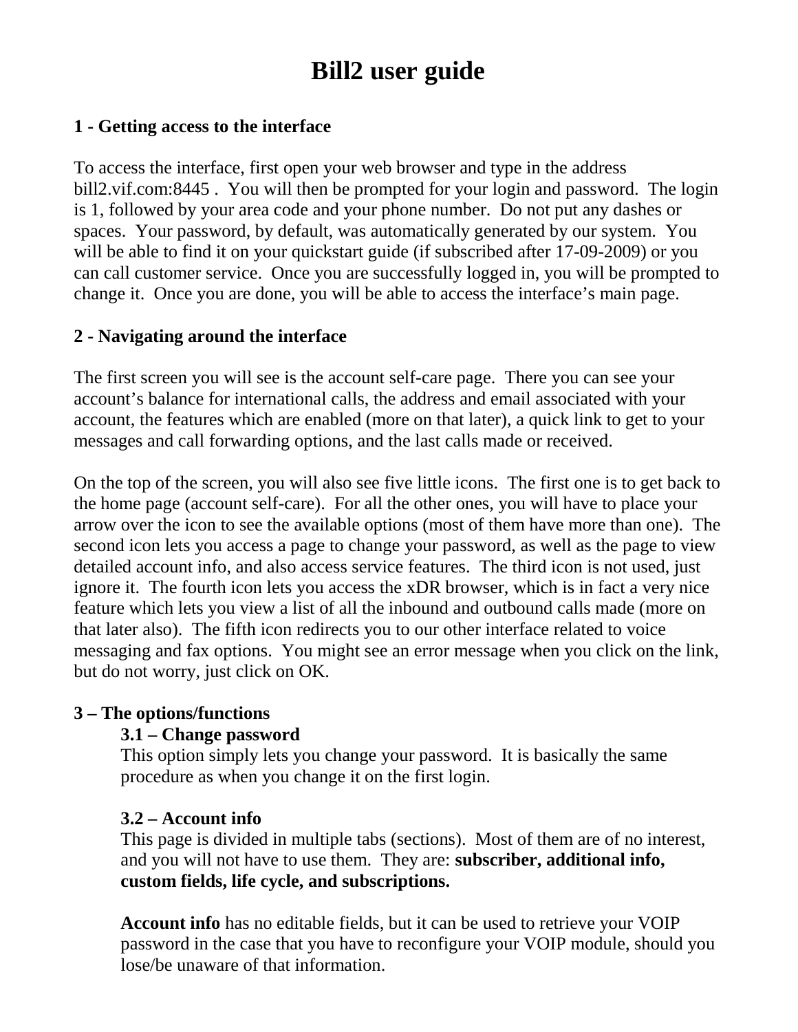# Bill2 user guide

## 1 - Getting access to the interface

To access the interface, first open your web browser and type in the address bill2.vif.com:8445 . You will then be prompted for your login and password. The login is 1, followed by your area code and your phone number. Do not put any dashes or spaces. Your password, by default, was automatically generated by our system. You will be able to find it on your quickstart guide (if subscribed after 17-09-2009) or you can call customer service. Once you are successfully logged in, you will be prompted to change it. Once you are done, you will be able to access the interface's main page.

## 2 - Navigating around the interface

The first screen you will see is the account self-care page. There you can see your account's balance for international calls, the address and email associated with your account, the features which are enabled (more on that later), a quick link to get to your messages and call forwarding options, and the last calls made or received.

On the top of the screen, you will also see five little icons. The first one is to get back to the home page (account self-care). For all the other ones, you will have to place your arrow over the icon to see the available options (most of them have more than one). The second icon lets you access a page to change your password, as well as the page to view detailed account info, and also access service features. The third icon is not used, just ignore it. The fourth icon lets you access the xDR browser, which is in fact a very nice feature which lets you view a list of all the inbound and outbound calls made (more on that later also). The fifth icon redirects you to our other interface related to voice messaging and fax options. You might see an error message when you click on the link, but do not worry, just click on OK.

## 3 – The options/functions

### 3.1 – Change password

This option simply lets you change your password. It is basically the same procedure as when you change it on the first login.

### 3.2 – Account info

This page is divided in multiple tabs (sections). Most of them are of no interest, and you will not have to use them. They are: **subscriber, additional info, custom fields, life cycle, and subscriptions.**

**Account info** has no editable fields, but it can be used to retrieve your VOIP password in the case that you have to reconfigure your VOIP module, should you lose/be unaware of that information.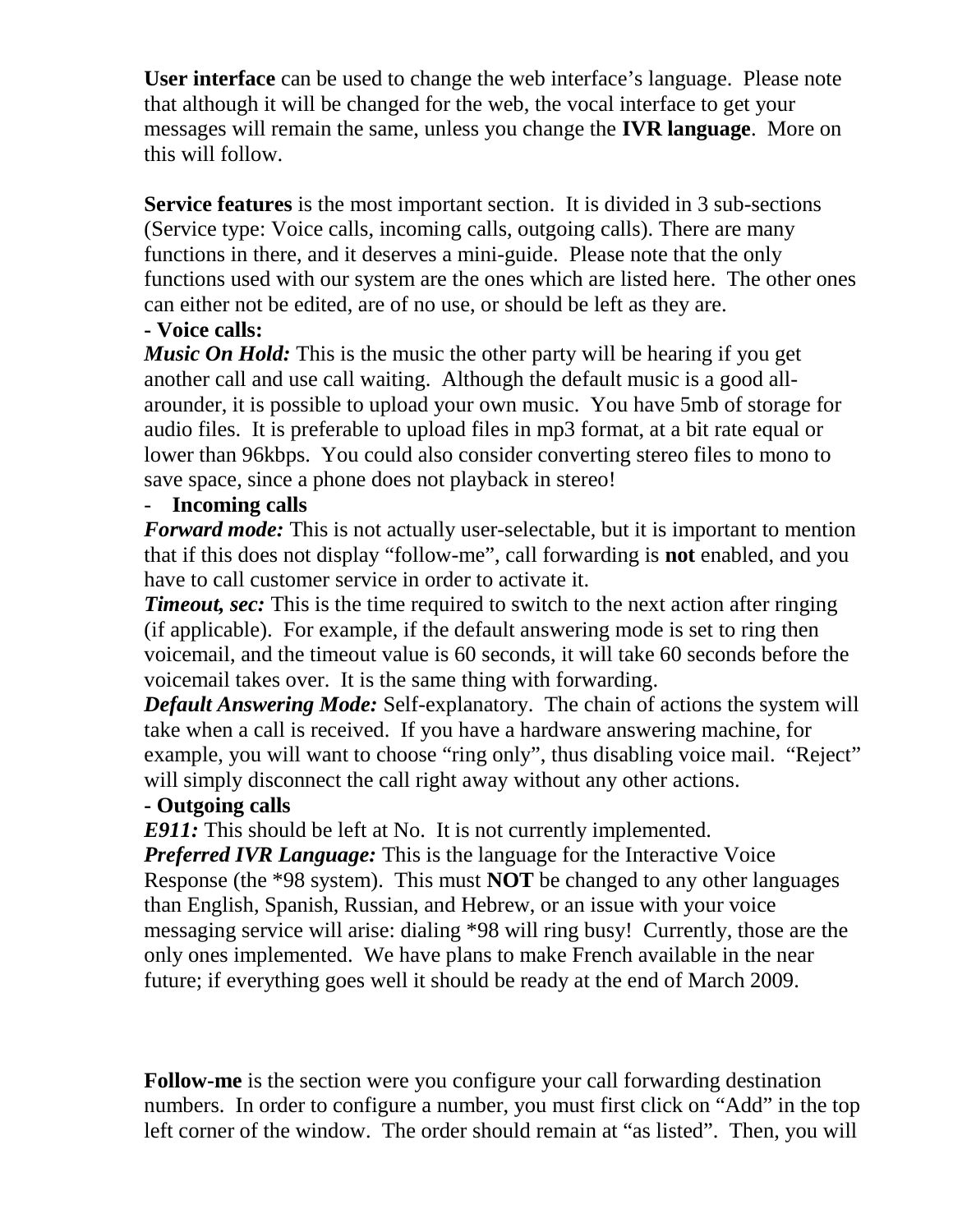**User interface** can be used to change the web interface's language. Please note that although it will be changed for the web, the vocal interface to get your messages will remain the same, unless you change the **IVR language**. More on this will follow.

**Service features** is the most important section. It is divided in 3 sub-sections (Service type: Voice calls, incoming calls, outgoing calls). There are many functions in there, and it deserves a mini-guide. Please note that the only functions used with our system are the ones which are listed here. The other ones can either not be edited, are of no use, or should be left as they are.

**- Voice calls:**

***Music On Hold:*** This is the music the other party will be hearing if you get another call and use call waiting. Although the default music is a good all-arounder, it is possible to upload your own music. You have 5mb of storage for audio files. It is preferable to upload files in mp3 format, at a bit rate equal or lower than 96kbps. You could also consider converting stereo files to mono to save space, since a phone does not playback in stereo!

- **Incoming calls**

***Forward mode:*** This is not actually user-selectable, but it is important to mention that if this does not display "follow-me", call forwarding is **not** enabled, and you have to call customer service in order to activate it.

***Timeout, sec:*** This is the time required to switch to the next action after ringing (if applicable). For example, if the default answering mode is set to ring then voicemail, and the timeout value is 60 seconds, it will take 60 seconds before the voicemail takes over. It is the same thing with forwarding.

***Default Answering Mode:*** Self-explanatory. The chain of actions the system will take when a call is received. If you have a hardware answering machine, for example, you will want to choose "ring only", thus disabling voice mail. "Reject" will simply disconnect the call right away without any other actions.

**- Outgoing calls**

***E911:*** This should be left at No. It is not currently implemented.

***Preferred IVR Language:*** This is the language for the Interactive Voice Response (the *98 system). This must **NOT** be changed to any other languages than English, Spanish, Russian, and Hebrew, or an issue with your voice messaging service will arise: dialing *98 will ring busy! Currently, those are the only ones implemented. We have plans to make French available in the near future; if everything goes well it should be ready at the end of March 2009.

**Follow-me** is the section were you configure your call forwarding destination numbers. In order to configure a number, you must first click on "Add" in the top left corner of the window. The order should remain at "as listed". Then, you will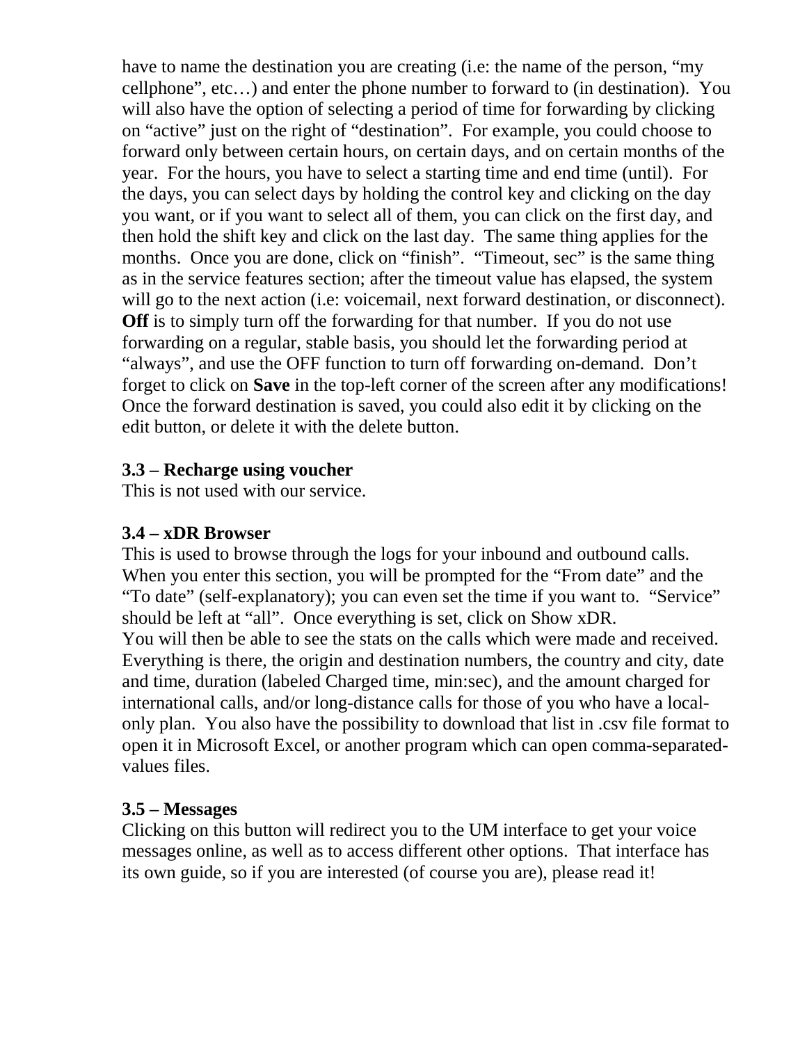have to name the destination you are creating (i.e: the name of the person, "my cellphone", etc…) and enter the phone number to forward to (in destination). You will also have the option of selecting a period of time for forwarding by clicking on "active" just on the right of "destination". For example, you could choose to forward only between certain hours, on certain days, and on certain months of the year. For the hours, you have to select a starting time and end time (until). For the days, you can select days by holding the control key and clicking on the day you want, or if you want to select all of them, you can click on the first day, and then hold the shift key and click on the last day. The same thing applies for the months. Once you are done, click on "finish". "Timeout, sec" is the same thing as in the service features section; after the timeout value has elapsed, the system will go to the next action (i.e: voicemail, next forward destination, or disconnect). **Off** is to simply turn off the forwarding for that number. If you do not use forwarding on a regular, stable basis, you should let the forwarding period at "always", and use the OFF function to turn off forwarding on-demand. Don't forget to click on **Save** in the top-left corner of the screen after any modifications! Once the forward destination is saved, you could also edit it by clicking on the edit button, or delete it with the delete button.

### 3.3 – Recharge using voucher

This is not used with our service.

### 3.4 – xDR Browser

This is used to browse through the logs for your inbound and outbound calls. When you enter this section, you will be prompted for the "From date" and the "To date" (self-explanatory); you can even set the time if you want to. "Service" should be left at "all". Once everything is set, click on Show xDR.
You will then be able to see the stats on the calls which were made and received. Everything is there, the origin and destination numbers, the country and city, date and time, duration (labeled Charged time, min:sec), and the amount charged for international calls, and/or long-distance calls for those of you who have a local-only plan. You also have the possibility to download that list in .csv file format to open it in Microsoft Excel, or another program which can open comma-separated-values files.

### 3.5 – Messages

Clicking on this button will redirect you to the UM interface to get your voice messages online, as well as to access different other options. That interface has its own guide, so if you are interested (of course you are), please read it!